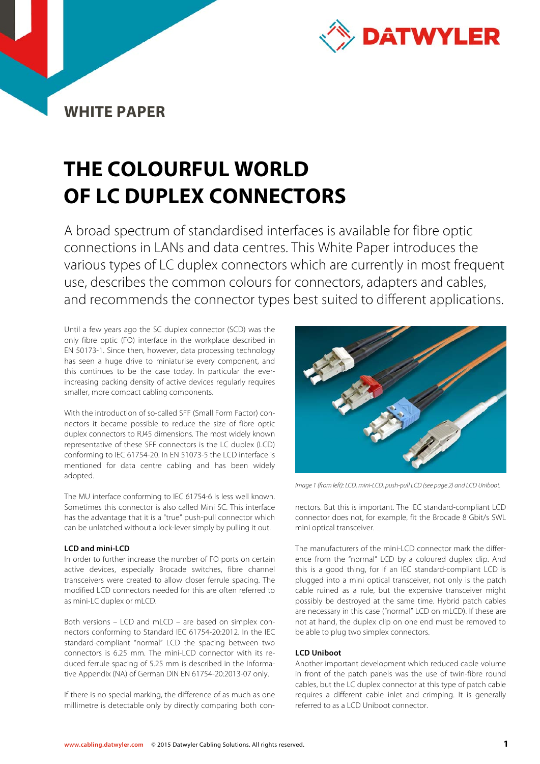WHITE PAPER

# THE COLOURFUL WORLD OF LC DUPLEX CONNECTORS

A broad spectrum of standardised interfaces is available for fibre optic connections in LANs and data centres. This White Paper introduces the various types of LC duplex connectors which are currently in most frequent use, describes the common colours for connectors, adapters and cables, and recommends the connector types best suited to different applications.

Until a few years ago the SC duplex connector (SCD) was the only fibre optic (FO) interface in the workplace described in EN 50173-1. Since then, however, data processing technology has seen a huge drive to miniaturise every component, and this continues to be the case today. In particular the ever-increasing packing density of active devices regularly requires smaller, more compact cabling components.

With the introduction of so-called SFF (Small Form Factor) connectors it became possible to reduce the size of fibre optic duplex connectors to RJ45 dimensions. The most widely known representative of these SFF connectors is the LC duplex (LCD) conforming to IEC 61754-20. In EN 51073-5 the LCD interface is mentioned for data centre cabling and has been widely adopted.

The MU interface conforming to IEC 61754-6 is less well known. Sometimes this connector is also called Mini SC. This interface has the advantage that it is a "true" push-pull connector which can be unlatched without a lock-lever simply by pulling it out.

### LCD and mini-LCD

In order to further increase the number of FO ports on certain active devices, especially Brocade switches, fibre channel transceivers were created to allow closer ferrule spacing. The modified LCD connectors needed for this are often referred to as mini-LC duplex or mLCD.

Both versions – LCD and mLCD – are based on simplex connectors conforming to Standard IEC 61754-20:2012. In the IEC standard-compliant "normal" LCD the spacing between two connectors is 6.25 mm. The mini-LCD connector with its reduced ferrule spacing of 5.25 mm is described in the Informative Appendix (NA) of German DIN EN 61754-20:2013-07 only.

If there is no special marking, the difference of as much as one millimetre is detectable only by directly comparing both connectors. But this is important. The IEC standard-compliant LCD connector does not, for example, fit the Brocade 8 Gbit/s SWL mini optical transceiver.

*Image 1 (from left): LCD, mini-LCD, push-pull LCD (see page 2) and LCD Uniboot.*

The manufacturers of the mini-LCD connector mark the difference from the "normal" LCD by a coloured duplex clip. And this is a good thing, for if an IEC standard-compliant LCD is plugged into a mini optical transceiver, not only is the patch cable ruined as a rule, but the expensive transceiver might possibly be destroyed at the same time. Hybrid patch cables are necessary in this case ("normal" LCD on mLCD). If these are not at hand, the duplex clip on one end must be removed to be able to plug two simplex connectors.

### LCD Uniboot

Another important development which reduced cable volume in front of the patch panels was the use of twin-fibre round cables, but the LC duplex connector at this type of patch cable requires a different cable inlet and crimping. It is generally referred to as a LCD Uniboot connector.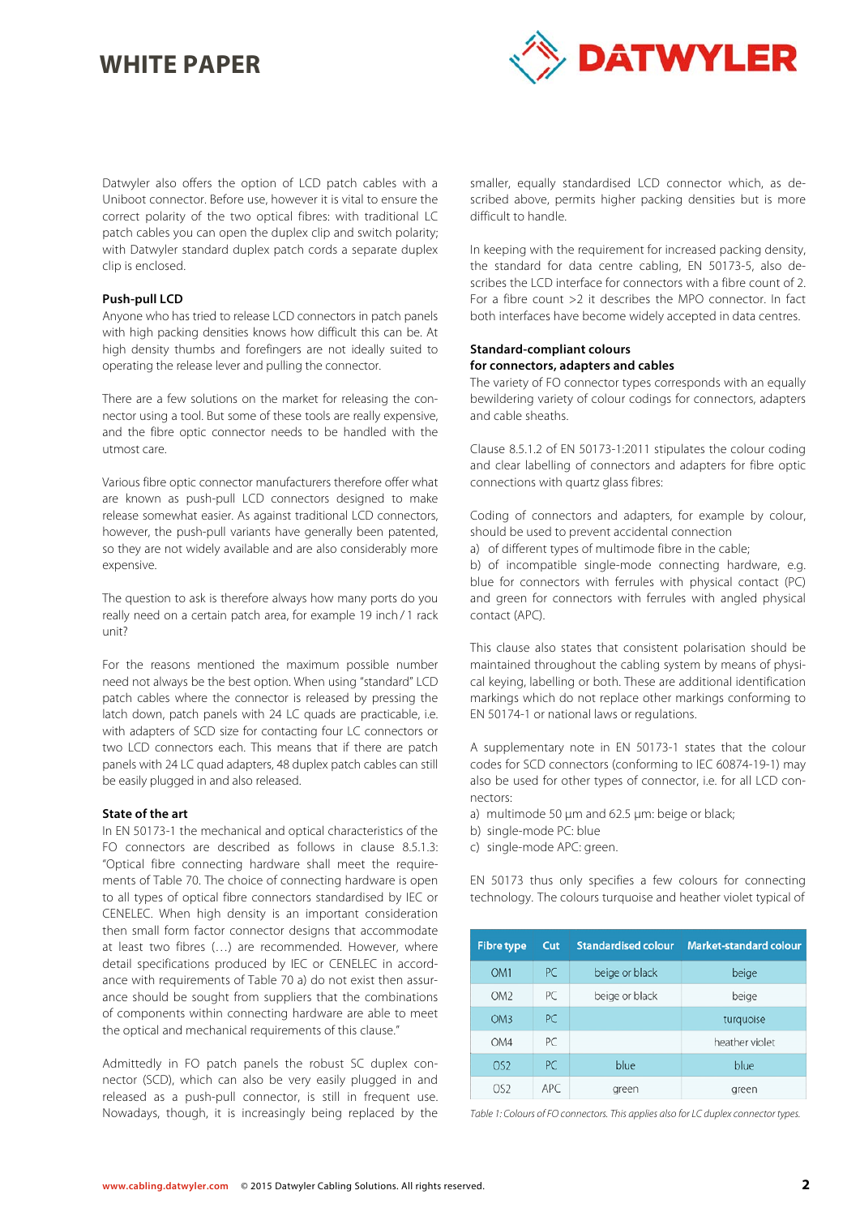Datwyler also offers the option of LCD patch cables with a Uniboot connector. Before use, however it is vital to ensure the correct polarity of the two optical fibres: with traditional LC patch cables you can open the duplex clip and switch polarity; with Datwyler standard duplex patch cords a separate duplex clip is enclosed.

**Push-pull LCD**

Anyone who has tried to release LCD connectors in patch panels with high packing densities knows how difficult this can be. At high density thumbs and forefingers are not ideally suited to operating the release lever and pulling the connector.

There are a few solutions on the market for releasing the connector using a tool. But some of these tools are really expensive, and the fibre optic connector needs to be handled with the utmost care.

Various fibre optic connector manufacturers therefore offer what are known as push-pull LCD connectors designed to make release somewhat easier. As against traditional LCD connectors, however, the push-pull variants have generally been patented, so they are not widely available and are also considerably more expensive.

The question to ask is therefore always how many ports do you really need on a certain patch area, for example 19 inch / 1 rack unit?

For the reasons mentioned the maximum possible number need not always be the best option. When using "standard" LCD patch cables where the connector is released by pressing the latch down, patch panels with 24 LC quads are practicable, i.e. with adapters of SCD size for contacting four LC connectors or two LCD connectors each. This means that if there are patch panels with 24 LC quad adapters, 48 duplex patch cables can still be easily plugged in and also released.

**State of the art**

In EN 50173-1 the mechanical and optical characteristics of the FO connectors are described as follows in clause 8.5.1.3: "Optical fibre connecting hardware shall meet the requirements of Table 70. The choice of connecting hardware is open to all types of optical fibre connectors standardised by IEC or CENELEC. When high density is an important consideration then small form factor connector designs that accommodate at least two fibres (…) are recommended. However, where detail specifications produced by IEC or CENELEC in accordance with requirements of Table 70 a) do not exist then assurance should be sought from suppliers that the combinations of components within connecting hardware are able to meet the optical and mechanical requirements of this clause."

Admittedly in FO patch panels the robust SC duplex connector (SCD), which can also be very easily plugged in and released as a push-pull connector, is still in frequent use. Nowadays, though, it is increasingly being replaced by the smaller, equally standardised LCD connector which, as described above, permits higher packing densities but is more difficult to handle.

In keeping with the requirement for increased packing density, the standard for data centre cabling, EN 50173-5, also describes the LCD interface for connectors with a fibre count of 2. For a fibre count >2 it describes the MPO connector. In fact both interfaces have become widely accepted in data centres.

**Standard-compliant colours for connectors, adapters and cables**

The variety of FO connector types corresponds with an equally bewildering variety of colour codings for connectors, adapters and cable sheaths.

Clause 8.5.1.2 of EN 50173-1:2011 stipulates the colour coding and clear labelling of connectors and adapters for fibre optic connections with quartz glass fibres:

Coding of connectors and adapters, for example by colour, should be used to prevent accidental connection

a) of different types of multimode fibre in the cable;
b) of incompatible single-mode connecting hardware, e.g. blue for connectors with ferrules with physical contact (PC) and green for connectors with ferrules with angled physical contact (APC).

This clause also states that consistent polarisation should be maintained throughout the cabling system by means of physical keying, labelling or both. These are additional identification markings which do not replace other markings conforming to EN 50174-1 or national laws or regulations.

A supplementary note in EN 50173-1 states that the colour codes for SCD connectors (conforming to IEC 60874-19-1) may also be used for other types of connector, i.e. for all LCD connectors:

a) multimode 50 µm and 62.5 µm: beige or black;
b) single-mode PC: blue
c) single-mode APC: green.

EN 50173 thus only specifies a few colours for connecting technology. The colours turquoise and heather violet typical of

| Fibre type | Cut | Standardised colour | Market-standard colour |
|---|---|---|---|
| OM1 | PC | beige or black | beige |
| OM2 | PC | beige or black | beige |
| OM3 | PC | | turquoise |
| OM4 | PC | | heather violet |
| OS2 | PC | blue | blue |
| OS2 | APC | green | green |

*Table 1: Colours of FO connectors. This applies also for LC duplex connector types.*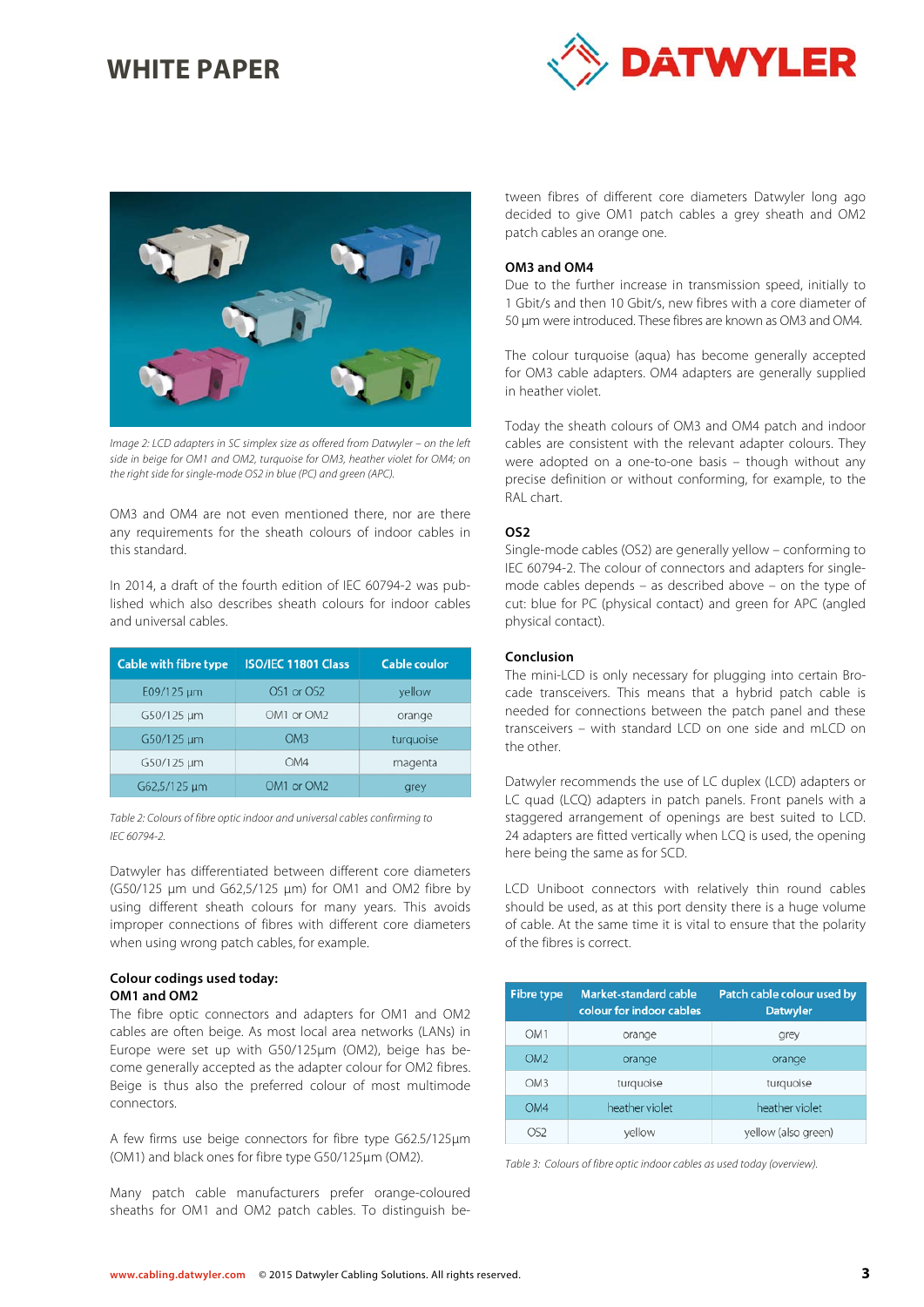*Image 2: LCD adapters in SC simplex size as offered from Datwyler – on the left side in beige for OM1 and OM2, turquoise for OM3, heather violet for OM4; on the right side for single-mode OS2 in blue (PC) and green (APC).*

OM3 and OM4 are not even mentioned there, nor are there any requirements for the sheath colours of indoor cables in this standard.

In 2014, a draft of the fourth edition of IEC 60794-2 was published which also describes sheath colours for indoor cables and universal cables.

| Cable with fibre type | ISO/IEC 11801 Class | Cable coulor |
|---|---|---|
| E09/125 µm | OS1 or OS2 | yellow |
| G50/125 µm | OM1 or OM2 | orange |
| G50/125 µm | OM3 | turquoise |
| G50/125 µm | OM4 | magenta |
| G62,5/125 µm | OM1 or OM2 | grey |

*Table 2: Colours of fibre optic indoor and universal cables confirming to IEC 60794-2.*

Datwyler has differentiated between different core diameters (G50/125 µm und G62,5/125 µm) for OM1 and OM2 fibre by using different sheath colours for many years. This avoids improper connections of fibres with different core diameters when using wrong patch cables, for example.

### Colour codings used today:

### OM1 and OM2

The fibre optic connectors and adapters for OM1 and OM2 cables are often beige. As most local area networks (LANs) in Europe were set up with G50/125µm (OM2), beige has become generally accepted as the adapter colour for OM2 fibres. Beige is thus also the preferred colour of most multimode connectors.

A few firms use beige connectors for fibre type G62.5/125µm (OM1) and black ones for fibre type G50/125µm (OM2).

Many patch cable manufacturers prefer orange-coloured sheaths for OM1 and OM2 patch cables. To distinguish between fibres of different core diameters Datwyler long ago decided to give OM1 patch cables a grey sheath and OM2 patch cables an orange one.

### OM3 and OM4

Due to the further increase in transmission speed, initially to 1 Gbit/s and then 10 Gbit/s, new fibres with a core diameter of 50 µm were introduced. These fibres are known as OM3 and OM4.

The colour turquoise (aqua) has become generally accepted for OM3 cable adapters. OM4 adapters are generally supplied in heather violet.

Today the sheath colours of OM3 and OM4 patch and indoor cables are consistent with the relevant adapter colours. They were adopted on a one-to-one basis – though without any precise definition or without conforming, for example, to the RAL chart.

### OS2

Single-mode cables (OS2) are generally yellow – conforming to IEC 60794-2. The colour of connectors and adapters for single-mode cables depends – as described above – on the type of cut: blue for PC (physical contact) and green for APC (angled physical contact).

### Conclusion

The mini-LCD is only necessary for plugging into certain Brocade transceivers. This means that a hybrid patch cable is needed for connections between the patch panel and these transceivers – with standard LCD on one side and mLCD on the other.

Datwyler recommends the use of LC duplex (LCD) adapters or LC quad (LCQ) adapters in patch panels. Front panels with a staggered arrangement of openings are best suited to LCD. 24 adapters are fitted vertically when LCQ is used, the opening here being the same as for SCD.

LCD Uniboot connectors with relatively thin round cables should be used, as at this port density there is a huge volume of cable. At the same time it is vital to ensure that the polarity of the fibres is correct.

| Fibre type | Market-standard cable colour for indoor cables | Patch cable colour used by Datwyler |
|---|---|---|
| OM1 | orange | grey |
| OM2 | orange | orange |
| OM3 | turquoise | turquoise |
| OM4 | heather violet | heather violet |
| OS2 | yellow | yellow (also green) |

*Table 3: Colours of fibre optic indoor cables as used today (overview).*